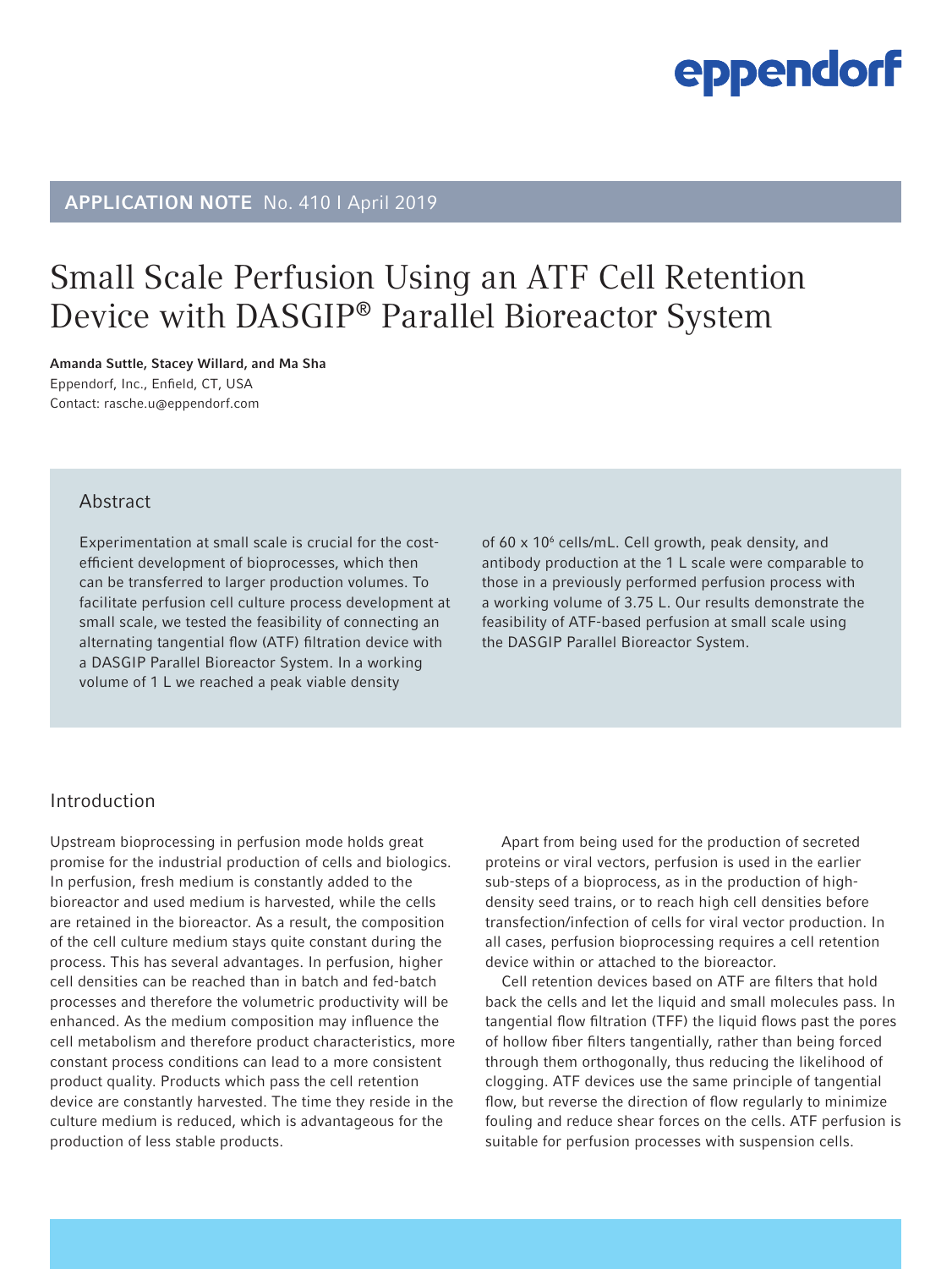# Small Scale Perfusion Using an ATF Cell Retention Device with DASGIP® Parallel Bioreactor System

**APPLICATION NOTE** No. 410 I April 2019

**Amanda Suttle, Stacey Willard, and Ma Sha**
Eppendorf, Inc., Enfield, CT, USA
Contact: rasche.u@eppendorf.com

## Abstract

Experimentation at small scale is crucial for the cost-efficient development of bioprocesses, which then can be transferred to larger production volumes. To facilitate perfusion cell culture process development at small scale, we tested the feasibility of connecting an alternating tangential flow (ATF) filtration device with a DASGIP Parallel Bioreactor System. In a working volume of 1 L we reached a peak viable density of 60 x $10^6$ cells/mL. Cell growth, peak density, and antibody production at the 1 L scale were comparable to those in a previously performed perfusion process with a working volume of 3.75 L. Our results demonstrate the feasibility of ATF-based perfusion at small scale using the DASGIP Parallel Bioreactor System.

## Introduction

Upstream bioprocessing in perfusion mode holds great promise for the industrial production of cells and biologics. In perfusion, fresh medium is constantly added to the bioreactor and used medium is harvested, while the cells are retained in the bioreactor. As a result, the composition of the cell culture medium stays quite constant during the process. This has several advantages. In perfusion, higher cell densities can be reached than in batch and fed-batch processes and therefore the volumetric productivity will be enhanced. As the medium composition may influence the cell metabolism and therefore product characteristics, more constant process conditions can lead to a more consistent product quality. Products which pass the cell retention device are constantly harvested. The time they reside in the culture medium is reduced, which is advantageous for the production of less stable products.

Apart from being used for the production of secreted proteins or viral vectors, perfusion is used in the earlier sub-steps of a bioprocess, as in the production of high-density seed trains, or to reach high cell densities before transfection/infection of cells for viral vector production. In all cases, perfusion bioprocessing requires a cell retention device within or attached to the bioreactor.

Cell retention devices based on ATF are filters that hold back the cells and let the liquid and small molecules pass. In tangential flow filtration (TFF) the liquid flows past the pores of hollow fiber filters tangentially, rather than being forced through them orthogonally, thus reducing the likelihood of clogging. ATF devices use the same principle of tangential flow, but reverse the direction of flow regularly to minimize fouling and reduce shear forces on the cells. ATF perfusion is suitable for perfusion processes with suspension cells.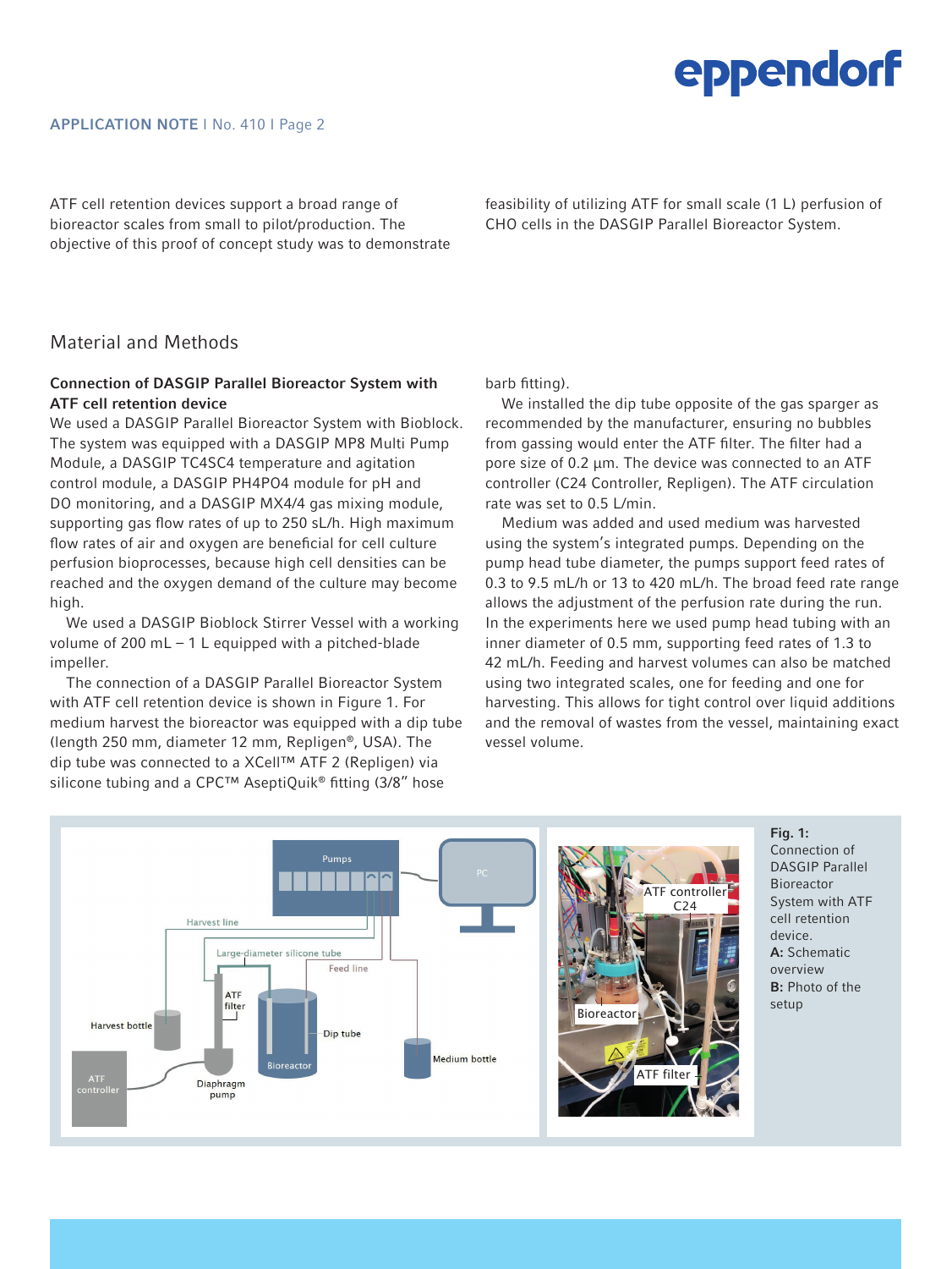ATF cell retention devices support a broad range of bioreactor scales from small to pilot/production. The objective of this proof of concept study was to demonstrate feasibility of utilizing ATF for small scale (1 L) perfusion of CHO cells in the DASGIP Parallel Bioreactor System.

## Material and Methods

### Connection of DASGIP Parallel Bioreactor System with ATF cell retention device

We used a DASGIP Parallel Bioreactor System with Bioblock. The system was equipped with a DASGIP MP8 Multi Pump Module, a DASGIP TC4SC4 temperature and agitation control module, a DASGIP PH4PO4 module for pH and DO monitoring, and a DASGIP MX4/4 gas mixing module, supporting gas flow rates of up to 250 sL/h. High maximum flow rates of air and oxygen are beneficial for cell culture perfusion bioprocesses, because high cell densities can be reached and the oxygen demand of the culture may become high.

We used a DASGIP Bioblock Stirrer Vessel with a working volume of 200 mL – 1 L equipped with a pitched-blade impeller.

The connection of a DASGIP Parallel Bioreactor System with ATF cell retention device is shown in Figure 1. For medium harvest the bioreactor was equipped with a dip tube (length 250 mm, diameter 12 mm, Repligen®, USA). The dip tube was connected to a XCell™ ATF 2 (Repligen) via silicone tubing and a CPC™ AseptiQuik® fitting (3/8" hose barb fitting).

We installed the dip tube opposite of the gas sparger as recommended by the manufacturer, ensuring no bubbles from gassing would enter the ATF filter. The filter had a pore size of 0.2 µm. The device was connected to an ATF controller (C24 Controller, Repligen). The ATF circulation rate was set to 0.5 L/min.

Medium was added and used medium was harvested using the system's integrated pumps. Depending on the pump head tube diameter, the pumps support feed rates of 0.3 to 9.5 mL/h or 13 to 420 mL/h. The broad feed rate range allows the adjustment of the perfusion rate during the run. In the experiments here we used pump head tubing with an inner diameter of 0.5 mm, supporting feed rates of 1.3 to 42 mL/h. Feeding and harvest volumes can also be matched using two integrated scales, one for feeding and one for harvesting. This allows for tight control over liquid additions and the removal of wastes from the vessel, maintaining exact vessel volume.

**Fig. 1:** Connection of DASGIP Parallel Bioreactor System with ATF cell retention device. **A:** Schematic overview **B:** Photo of the setup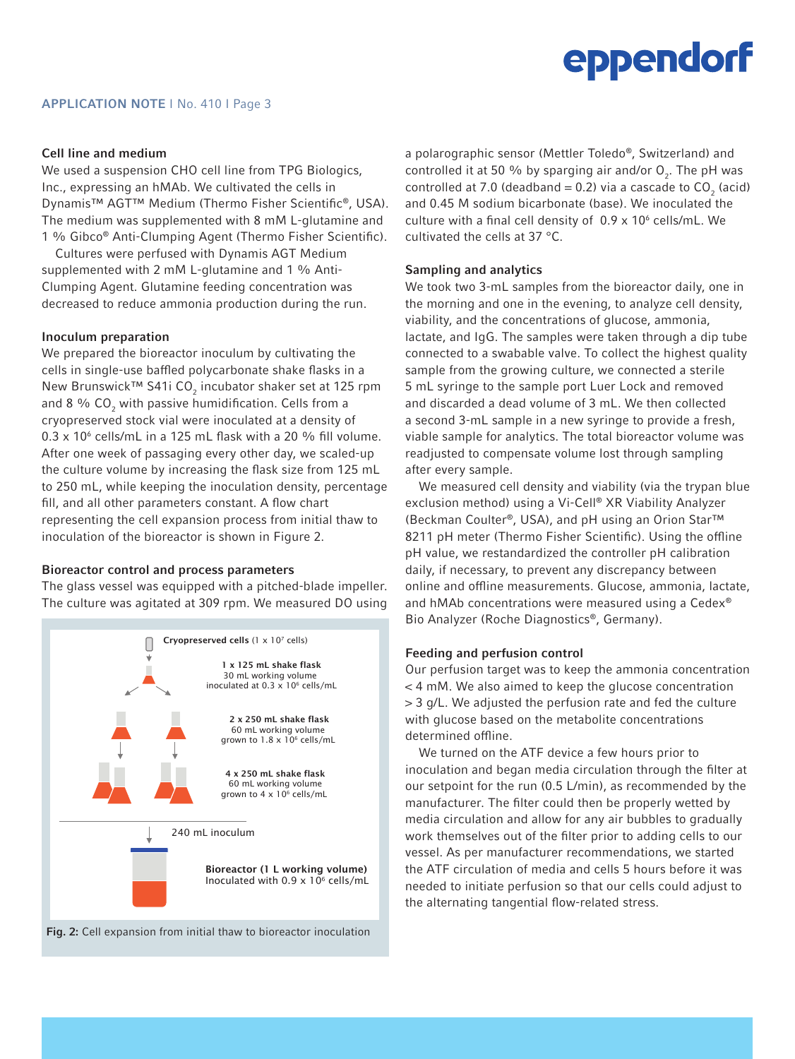### Cell line and medium

We used a suspension CHO cell line from TPG Biologics, Inc., expressing an hMAb. We cultivated the cells in Dynamis™ AGT™ Medium (Thermo Fisher Scientific®, USA). The medium was supplemented with 8 mM L-glutamine and 1 % Gibco® Anti-Clumping Agent (Thermo Fisher Scientific).

Cultures were perfused with Dynamis AGT Medium supplemented with 2 mM L-glutamine and 1 % Anti-Clumping Agent. Glutamine feeding concentration was decreased to reduce ammonia production during the run.

### Inoculum preparation

We prepared the bioreactor inoculum by cultivating the cells in single-use baffled polycarbonate shake flasks in a New Brunswick™ S41i $CO_2$ incubator shaker set at 125 rpm and 8 % $CO_2$ with passive humidification. Cells from a cryopreserved stock vial were inoculated at a density of 0.3 x $10^6$ cells/mL in a 125 mL flask with a 20 % fill volume. After one week of passaging every other day, we scaled-up the culture volume by increasing the flask size from 125 mL to 250 mL, while keeping the inoculation density, percentage fill, and all other parameters constant. A flow chart representing the cell expansion process from initial thaw to inoculation of the bioreactor is shown in Figure 2.

### Bioreactor control and process parameters

The glass vessel was equipped with a pitched-blade impeller. The culture was agitated at 309 rpm. We measured DO using a polarographic sensor (Mettler Toledo®, Switzerland) and controlled it at 50 % by sparging air and/or $O_2$. The pH was controlled at 7.0 (deadband = 0.2) via a cascade to $CO_2$ (acid) and 0.45 M sodium bicarbonate (base). We inoculated the culture with a final cell density of 0.9 x $10^6$ cells/mL. We cultivated the cells at 37 °C.

Cryopreserved cells (1 x $10^7$ cells)

1 x 125 mL shake flask
30 mL working volume
inoculated at 0.3 x $10^6$ cells/mL

2 x 250 mL shake flask
60 mL working volume
grown to 1.8 x $10^6$ cells/mL

4 x 250 mL shake flask
60 mL working volume
grown to 4 x $10^6$ cells/mL

240 mL inoculum

Bioreactor (1 L working volume)
Inoculated with 0.9 x $10^6$ cells/mL

**Fig. 2:** Cell expansion from initial thaw to bioreactor inoculation

### Sampling and analytics

We took two 3-mL samples from the bioreactor daily, one in the morning and one in the evening, to analyze cell density, viability, and the concentrations of glucose, ammonia, lactate, and IgG. The samples were taken through a dip tube connected to a swabable valve. To collect the highest quality sample from the growing culture, we connected a sterile 5 mL syringe to the sample port Luer Lock and removed and discarded a dead volume of 3 mL. We then collected a second 3-mL sample in a new syringe to provide a fresh, viable sample for analytics. The total bioreactor volume was readjusted to compensate volume lost through sampling after every sample.

We measured cell density and viability (via the trypan blue exclusion method) using a Vi-Cell® XR Viability Analyzer (Beckman Coulter®, USA), and pH using an Orion Star™ 8211 pH meter (Thermo Fisher Scientific). Using the offline pH value, we restandardized the controller pH calibration daily, if necessary, to prevent any discrepancy between online and offline measurements. Glucose, ammonia, lactate, and hMAb concentrations were measured using a Cedex® Bio Analyzer (Roche Diagnostics®, Germany).

### Feeding and perfusion control

Our perfusion target was to keep the ammonia concentration < 4 mM. We also aimed to keep the glucose concentration > 3 g/L. We adjusted the perfusion rate and fed the culture with glucose based on the metabolite concentrations determined offline.

We turned on the ATF device a few hours prior to inoculation and began media circulation through the filter at our setpoint for the run (0.5 L/min), as recommended by the manufacturer. The filter could then be properly wetted by media circulation and allow for any air bubbles to gradually work themselves out of the filter prior to adding cells to our vessel. As per manufacturer recommendations, we started the ATF circulation of media and cells 5 hours before it was needed to initiate perfusion so that our cells could adjust to the alternating tangential flow-related stress.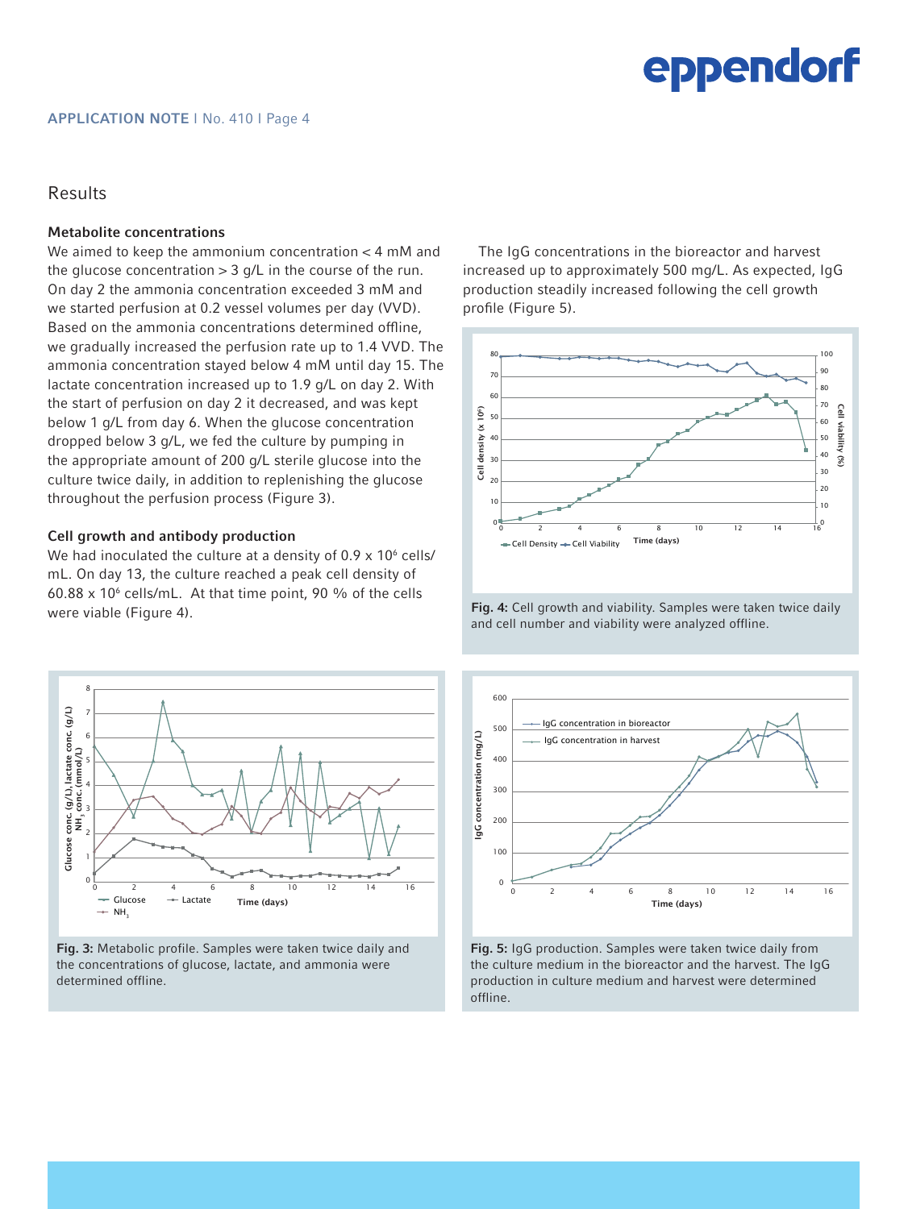## Results

### Metabolite concentrations

We aimed to keep the ammonium concentration < 4 mM and the glucose concentration > 3 g/L in the course of the run. On day 2 the ammonia concentration exceeded 3 mM and we started perfusion at 0.2 vessel volumes per day (VVD). Based on the ammonia concentrations determined offline, we gradually increased the perfusion rate up to 1.4 VVD. The ammonia concentration stayed below 4 mM until day 15. The lactate concentration increased up to 1.9 g/L on day 2. With the start of perfusion on day 2 it decreased, and was kept below 1 g/L from day 6. When the glucose concentration dropped below 3 g/L, we fed the culture by pumping in the appropriate amount of 200 g/L sterile glucose into the culture twice daily, in addition to replenishing the glucose throughout the perfusion process (Figure 3).

### Cell growth and antibody production

We had inoculated the culture at a density of $0.9 \times 10^6$ cells/mL. On day 13, the culture reached a peak cell density of $60.88 \times 10^6$ cells/mL. At that time point, 90 % of the cells were viable (Figure 4).

The IgG concentrations in the bioreactor and harvest increased up to approximately 500 mg/L. As expected, IgG production steadily increased following the cell growth profile (Figure 5).

**Fig. 4:** Cell growth and viability. Samples were taken twice daily and cell number and viability were analyzed offline.

**Fig. 3:** Metabolic profile. Samples were taken twice daily and the concentrations of glucose, lactate, and ammonia were determined offline.

**Fig. 5:** IgG production. Samples were taken twice daily from the culture medium in the bioreactor and the harvest. The IgG production in culture medium and harvest were determined offline.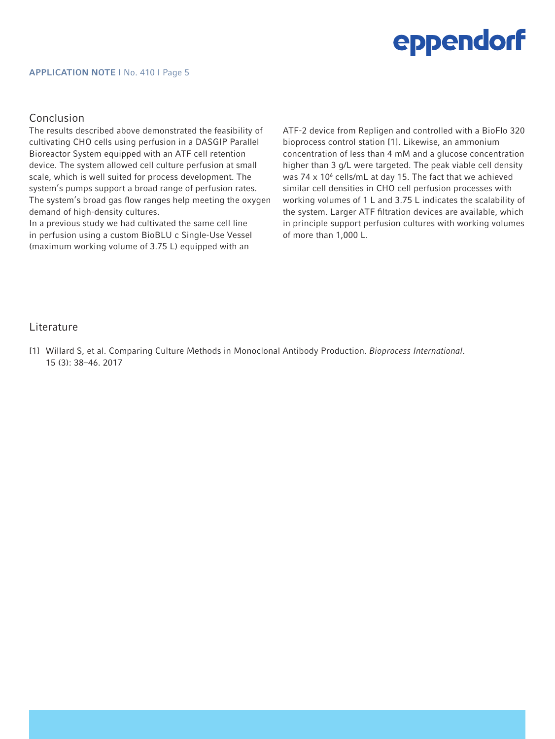## Conclusion

The results described above demonstrated the feasibility of cultivating CHO cells using perfusion in a DASGIP Parallel Bioreactor System equipped with an ATF cell retention device. The system allowed cell culture perfusion at small scale, which is well suited for process development. The system's pumps support a broad range of perfusion rates. The system's broad gas flow ranges help meeting the oxygen demand of high-density cultures.

In a previous study we had cultivated the same cell line in perfusion using a custom BioBLU c Single-Use Vessel (maximum working volume of 3.75 L) equipped with an ATF-2 device from Repligen and controlled with a BioFlo 320 bioprocess control station [1]. Likewise, an ammonium concentration of less than 4 mM and a glucose concentration higher than 3 g/L were targeted. The peak viable cell density was 74 x $10^6$ cells/mL at day 15. The fact that we achieved similar cell densities in CHO cell perfusion processes with working volumes of 1 L and 3.75 L indicates the scalability of the system. Larger ATF filtration devices are available, which in principle support perfusion cultures with working volumes of more than 1,000 L.

## Literature

[1] Willard S, et al. Comparing Culture Methods in Monoclonal Antibody Production. *Bioprocess International*. 15 (3): 38–46. 2017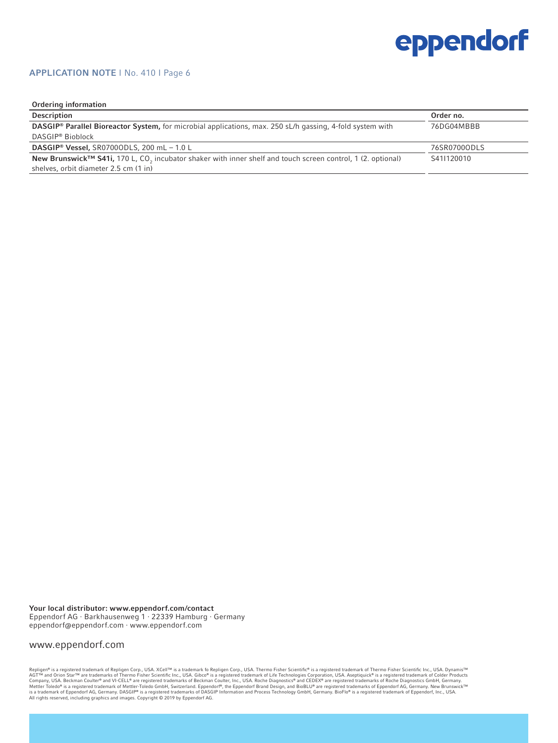## Ordering information

| Description | Order no. |
| --- | --- |
| **DASGIP® Parallel Bioreactor System,** for microbial applications, max. 250 sL/h gassing, 4-fold system with DASGIP® Bioblock | 76DG04MBBB |
| **DASGIP® Vessel,** SR0700ODLS, 200 mL – 1.0 L | 76SR0700ODLS |
| **New Brunswick™ S41i,** 170 L, $CO_2$ incubator shaker with inner shelf and touch screen control, 1 (2. optional) shelves, orbit diameter 2.5 cm (1 in) | S41I120010 |

**Your local distributor: www.eppendorf.com/contact**
Eppendorf AG · Barkhausenweg 1 · 22339 Hamburg · Germany
eppendorf@eppendorf.com · www.eppendorf.com

www.eppendorf.com

Repligen® is a registered trademark of Repligen Corp., USA. XCell™ is a trademark fo Repligen Corp., USA. Thermo Fisher Scientific® is a registered trademark of Thermo Fisher Scientific Inc., USA. Dynamis™ AGT™ and Orion Star™ are trademarks of Thermo Fisher Scientific Inc., USA. Gibco® is a registered trademark of Life Technologies Corporation, USA. Aseptiquick® is a registered trademark of Colder Products Company, USA. Beckman Coulter® and VI-CELL® are registered trademarks of Beckman Coulter, Inc., USA. Roche Diagnostics® and CEDEX® are registered trademarks of Roche Diagnostics GmbH, Germany. Mettler Toledo® is a registered trademark of Mettler-Toledo GmbH, Switzerland. Eppendorf®, the Eppendorf Brand Design, and BioBLU® are registered trademarks of Eppendorf AG, Germany. New Brunswick™ is a trademark of Eppendorf AG, Germany. DASGIP® is a registered trademarks of DASGIP Information and Process Technology GmbH, Germany. BioFlo® is a registered trademark of Eppendorf, Inc., USA.
All rights reserved, including graphics and images. Copyright © 2019 by Eppendorf AG.